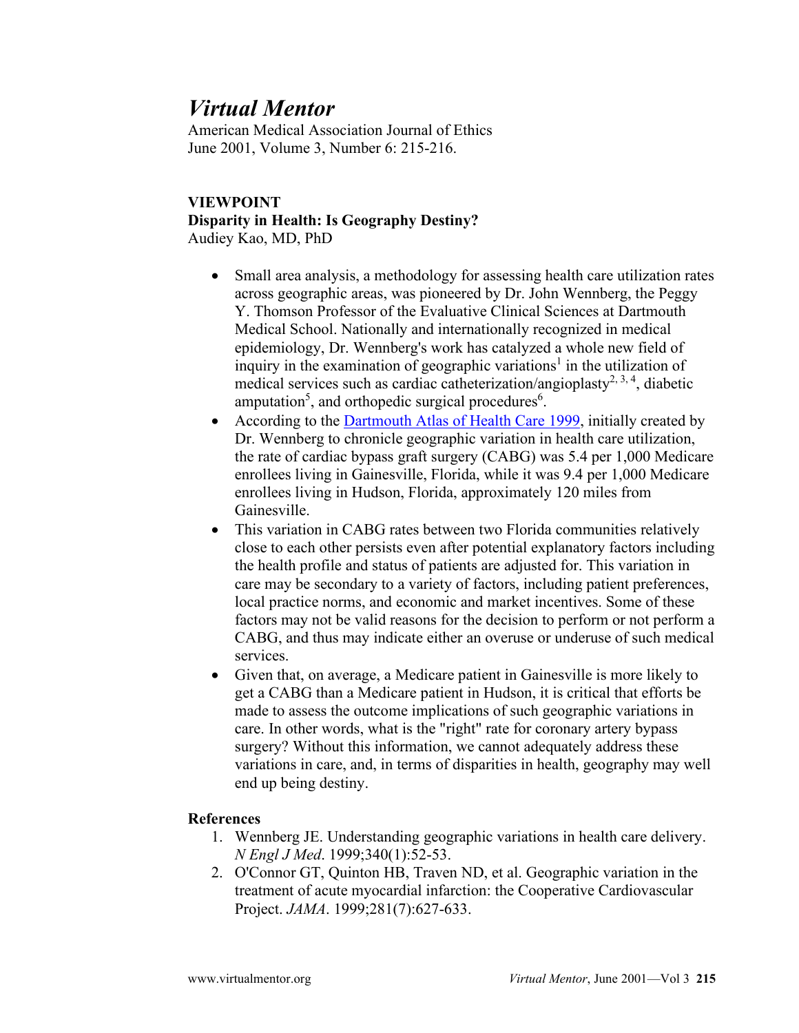# *Virtual Mentor*

American Medical Association Journal of Ethics
June 2001, Volume 3, Number 6: 215-216.

**VIEWPOINT**
**Disparity in Health: Is Geography Destiny?**
Audiey Kao, MD, PhD

- Small area analysis, a methodology for assessing health care utilization rates across geographic areas, was pioneered by Dr. John Wennberg, the Peggy Y. Thomson Professor of the Evaluative Clinical Sciences at Dartmouth Medical School. Nationally and internationally recognized in medical epidemiology, Dr. Wennberg's work has catalyzed a whole new field of inquiry in the examination of geographic variations[1] in the utilization of medical services such as cardiac catheterization/angioplasty[2, 3, 4], diabetic amputation[5], and orthopedic surgical procedures[6].
- According to the Dartmouth Atlas of Health Care 1999, initially created by Dr. Wennberg to chronicle geographic variation in health care utilization, the rate of cardiac bypass graft surgery (CABG) was 5.4 per 1,000 Medicare enrollees living in Gainesville, Florida, while it was 9.4 per 1,000 Medicare enrollees living in Hudson, Florida, approximately 120 miles from Gainesville.
- This variation in CABG rates between two Florida communities relatively close to each other persists even after potential explanatory factors including the health profile and status of patients are adjusted for. This variation in care may be secondary to a variety of factors, including patient preferences, local practice norms, and economic and market incentives. Some of these factors may not be valid reasons for the decision to perform or not perform a CABG, and thus may indicate either an overuse or underuse of such medical services.
- Given that, on average, a Medicare patient in Gainesville is more likely to get a CABG than a Medicare patient in Hudson, it is critical that efforts be made to assess the outcome implications of such geographic variations in care. In other words, what is the "right" rate for coronary artery bypass surgery? Without this information, we cannot adequately address these variations in care, and, in terms of disparities in health, geography may well end up being destiny.

**References**

1. Wennberg JE. Understanding geographic variations in health care delivery. *N Engl J Med*. 1999;340(1):52-53.
2. O'Connor GT, Quinton HB, Traven ND, et al. Geographic variation in the treatment of acute myocardial infarction: the Cooperative Cardiovascular Project. *JAMA*. 1999;281(7):627-633.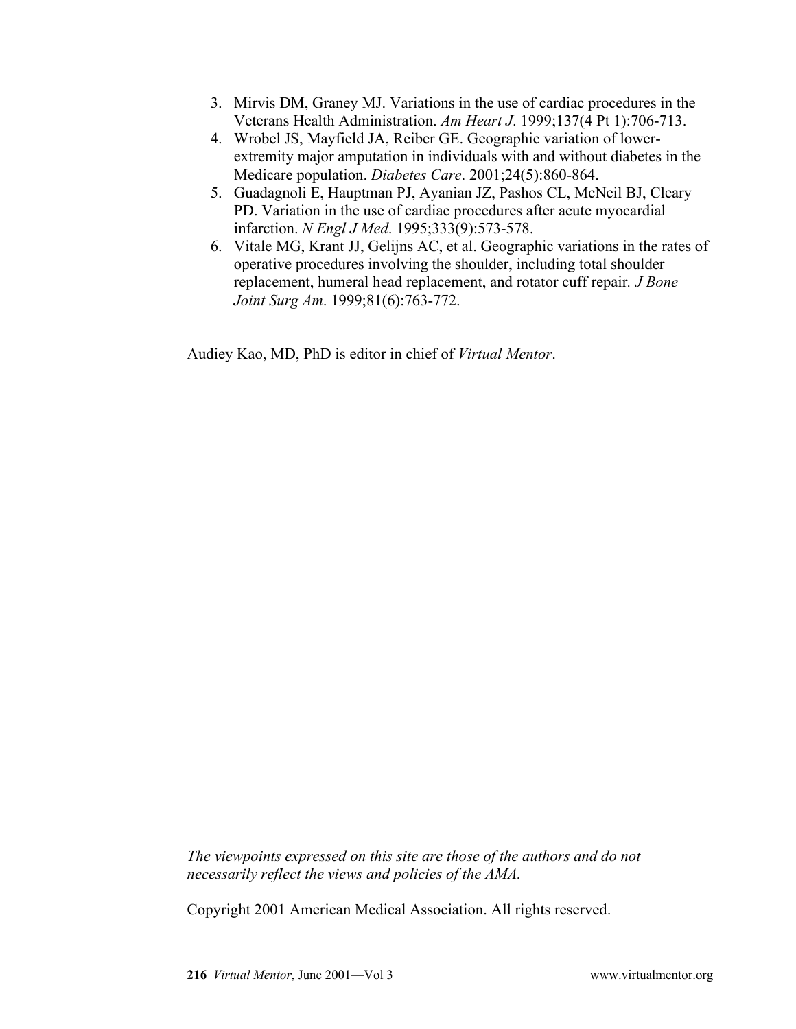3. Mirvis DM, Graney MJ. Variations in the use of cardiac procedures in the Veterans Health Administration. *Am Heart J*. 1999;137(4 Pt 1):706-713.
4. Wrobel JS, Mayfield JA, Reiber GE. Geographic variation of lower-extremity major amputation in individuals with and without diabetes in the Medicare population. *Diabetes Care*. 2001;24(5):860-864.
5. Guadagnoli E, Hauptman PJ, Ayanian JZ, Pashos CL, McNeil BJ, Cleary PD. Variation in the use of cardiac procedures after acute myocardial infarction. *N Engl J Med*. 1995;333(9):573-578.
6. Vitale MG, Krant JJ, Gelijns AC, et al. Geographic variations in the rates of operative procedures involving the shoulder, including total shoulder replacement, humeral head replacement, and rotator cuff repair. *J Bone Joint Surg Am*. 1999;81(6):763-772.

Audiey Kao, MD, PhD is editor in chief of *Virtual Mentor*.

*The viewpoints expressed on this site are those of the authors and do not necessarily reflect the views and policies of the AMA.*

Copyright 2001 American Medical Association. All rights reserved.